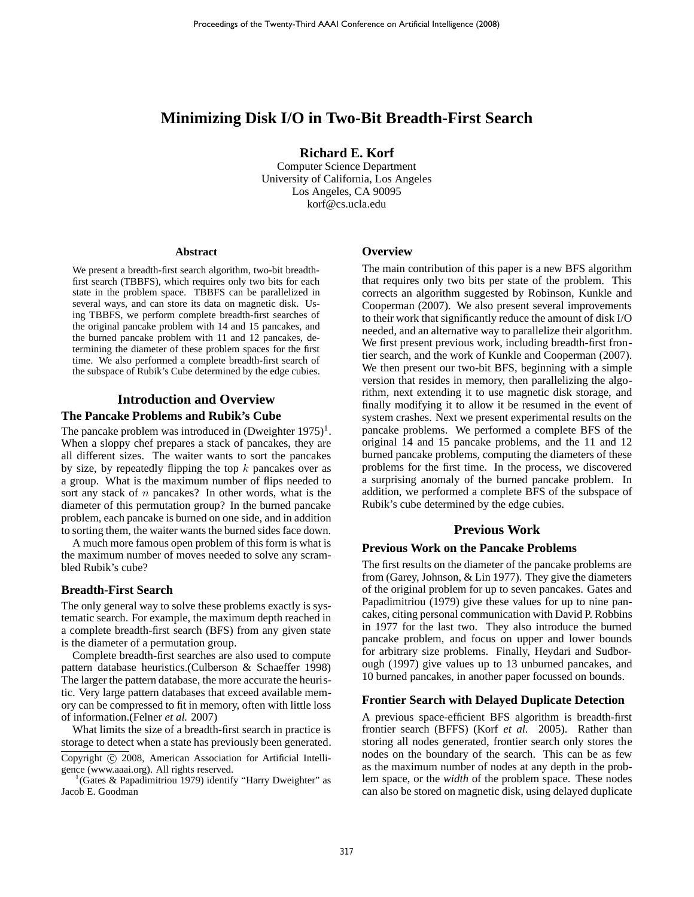# Minimizing Disk I/O in Two-Bit Breadth-First Search

**Richard E. Korf**
Computer Science Department
University of California, Los Angeles
Los Angeles, CA 90095
korf@cs.ucla.edu

### Abstract

We present a breadth-first search algorithm, two-bit breadth-first search (TBBFS), which requires only two bits for each state in the problem space. TBBFS can be parallelized in several ways, and can store its data on magnetic disk. Using TBBFS, we perform complete breadth-first searches of the original pancake problem with 14 and 15 pancakes, and the burned pancake problem with 11 and 12 pancakes, determining the diameter of these problem spaces for the first time. We also performed a complete breadth-first search of the subspace of Rubik's Cube determined by the edge cubies.

## Introduction and Overview

### The Pancake Problems and Rubik's Cube

The pancake problem was introduced in (Dweighter 1975)[1]. When a sloppy chef prepares a stack of pancakes, they are all different sizes. The waiter wants to sort the pancakes by size, by repeatedly flipping the top $k$ pancakes over as a group. What is the maximum number of flips needed to sort any stack of $n$ pancakes? In other words, what is the diameter of this permutation group? In the burned pancake problem, each pancake is burned on one side, and in addition to sorting them, the waiter wants the burned sides face down.

A much more famous open problem of this form is what is the maximum number of moves needed to solve any scrambled Rubik's cube?

### Breadth-First Search

The only general way to solve these problems exactly is systematic search. For example, the maximum depth reached in a complete breadth-first search (BFS) from any given state is the diameter of a permutation group.

Complete breadth-first searches are also used to compute pattern database heuristics.(Culberson & Schaeffer 1998) The larger the pattern database, the more accurate the heuristic. Very large pattern databases that exceed available memory can be compressed to fit in memory, often with little loss of information.(Felner *et al.* 2007)

What limits the size of a breadth-first search in practice is storage to detect when a state has previously been generated.

Copyright © 2008, American Association for Artificial Intelligence (www.aaai.org). All rights reserved.

[1](Gates & Papadimitriou 1979) identify "Harry Dweighter" as Jacob E. Goodman

### Overview

The main contribution of this paper is a new BFS algorithm that requires only two bits per state of the problem. This corrects an algorithm suggested by Robinson, Kunkle and Cooperman (2007). We also present several improvements to their work that significantly reduce the amount of disk I/O needed, and an alternative way to parallelize their algorithm. We first present previous work, including breadth-first frontier search, and the work of Kunkle and Cooperman (2007). We then present our two-bit BFS, beginning with a simple version that resides in memory, then parallelizing the algorithm, next extending it to use magnetic disk storage, and finally modifying it to allow it be resumed in the event of system crashes. Next we present experimental results on the pancake problems. We performed a complete BFS of the original 14 and 15 pancake problems, and the 11 and 12 burned pancake problems, computing the diameters of these problems for the first time. In the process, we discovered a surprising anomaly of the burned pancake problem. In addition, we performed a complete BFS of the subspace of Rubik's cube determined by the edge cubies.

## Previous Work

### Previous Work on the Pancake Problems

The first results on the diameter of the pancake problems are from (Garey, Johnson, & Lin 1977). They give the diameters of the original problem for up to seven pancakes. Gates and Papadimitriou (1979) give these values for up to nine pancakes, citing personal communication with David P. Robbins in 1977 for the last two. They also introduce the burned pancake problem, and focus on upper and lower bounds for arbitrary size problems. Finally, Heydari and Sudborough (1997) give values up to 13 unburned pancakes, and 10 burned pancakes, in another paper focussed on bounds.

### Frontier Search with Delayed Duplicate Detection

A previous space-efficient BFS algorithm is breadth-first frontier search (BFFS) (Korf *et al.* 2005). Rather than storing all nodes generated, frontier search only stores the nodes on the boundary of the search. This can be as few as the maximum number of nodes at any depth in the problem space, or the *width* of the problem space. These nodes can also be stored on magnetic disk, using delayed duplicate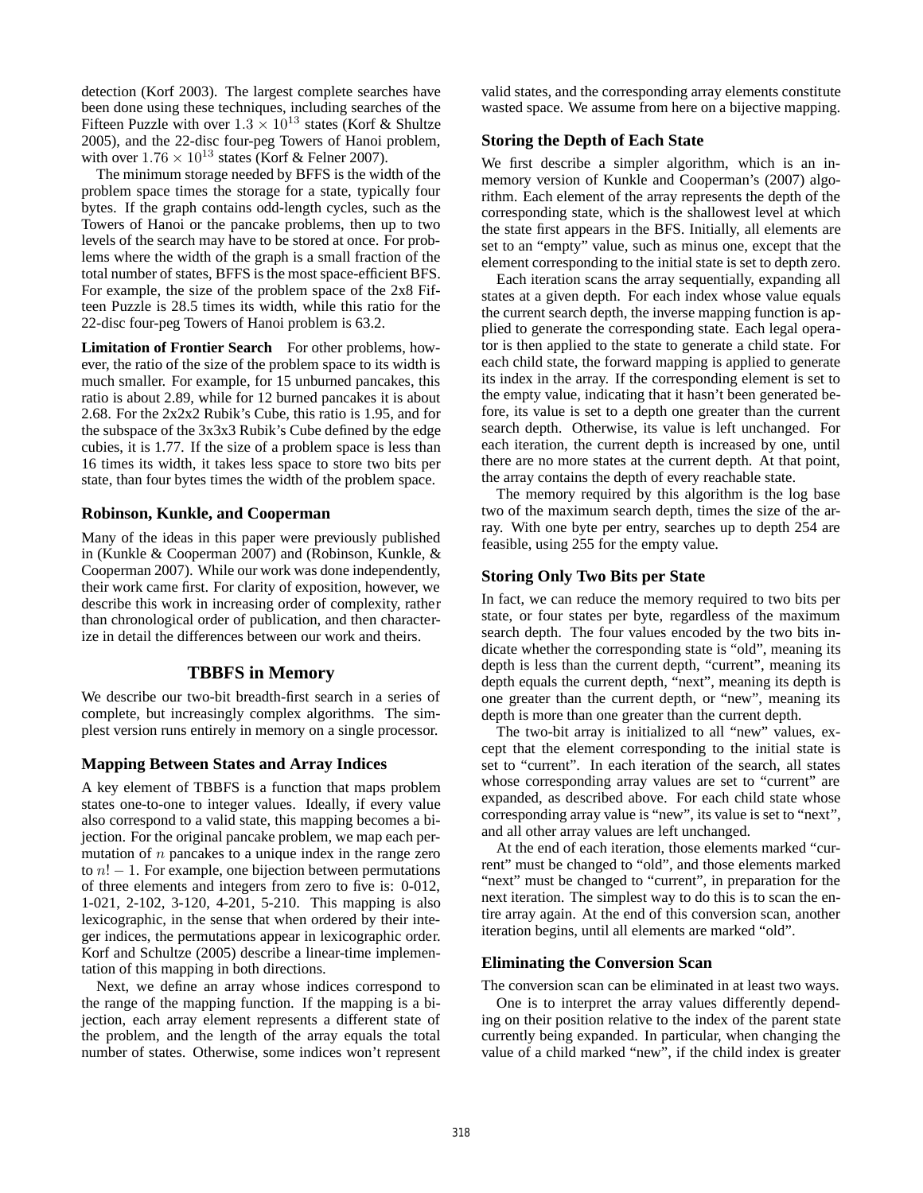detection (Korf 2003). The largest complete searches have been done using these techniques, including searches of the Fifteen Puzzle with over $1.3 \times 10^{13}$ states (Korf & Shultze 2005), and the 22-disc four-peg Towers of Hanoi problem, with over $1.76 \times 10^{13}$ states (Korf & Felner 2007).

The minimum storage needed by BFFS is the width of the problem space times the storage for a state, typically four bytes. If the graph contains odd-length cycles, such as the Towers of Hanoi or the pancake problems, then up to two levels of the search may have to be stored at once. For problems where the width of the graph is a small fraction of the total number of states, BFFS is the most space-efficient BFS. For example, the size of the problem space of the 2x8 Fifteen Puzzle is 28.5 times its width, while this ratio for the 22-disc four-peg Towers of Hanoi problem is 63.2.

**Limitation of Frontier Search** For other problems, however, the ratio of the size of the problem space to its width is much smaller. For example, for 15 unburned pancakes, this ratio is about 2.89, while for 12 burned pancakes it is about 2.68. For the 2x2x2 Rubik's Cube, this ratio is 1.95, and for the subspace of the 3x3x3 Rubik's Cube defined by the edge cubies, it is 1.77. If the size of a problem space is less than 16 times its width, it takes less space to store two bits per state, than four bytes times the width of the problem space.

### Robinson, Kunkle, and Cooperman

Many of the ideas in this paper were previously published in (Kunkle & Cooperman 2007) and (Robinson, Kunkle, & Cooperman 2007). While our work was done independently, their work came first. For clarity of exposition, however, we describe this work in increasing order of complexity, rather than chronological order of publication, and then characterize in detail the differences between our work and theirs.

## TBBFS in Memory

We describe our two-bit breadth-first search in a series of complete, but increasingly complex algorithms. The simplest version runs entirely in memory on a single processor.

### Mapping Between States and Array Indices

A key element of TBBFS is a function that maps problem states one-to-one to integer values. Ideally, if every value also correspond to a valid state, this mapping becomes a bijection. For the original pancake problem, we map each permutation of $n$ pancakes to a unique index in the range zero to $n! - 1$. For example, one bijection between permutations of three elements and integers from zero to five is: 0-012, 1-021, 2-102, 3-120, 4-201, 5-210. This mapping is also lexicographic, in the sense that when ordered by their integer indices, the permutations appear in lexicographic order. Korf and Schultze (2005) describe a linear-time implementation of this mapping in both directions.

Next, we define an array whose indices correspond to the range of the mapping function. If the mapping is a bijection, each array element represents a different state of the problem, and the length of the array equals the total number of states. Otherwise, some indices won't represent valid states, and the corresponding array elements constitute wasted space. We assume from here on a bijective mapping.

### Storing the Depth of Each State

We first describe a simpler algorithm, which is an in-memory version of Kunkle and Cooperman's (2007) algorithm. Each element of the array represents the depth of the corresponding state, which is the shallowest level at which the state first appears in the BFS. Initially, all elements are set to an "empty" value, such as minus one, except that the element corresponding to the initial state is set to depth zero.

Each iteration scans the array sequentially, expanding all states at a given depth. For each index whose value equals the current search depth, the inverse mapping function is applied to generate the corresponding state. Each legal operator is then applied to the state to generate a child state. For each child state, the forward mapping is applied to generate its index in the array. If the corresponding element is set to the empty value, indicating that it hasn't been generated before, its value is set to a depth one greater than the current search depth. Otherwise, its value is left unchanged. For each iteration, the current depth is increased by one, until there are no more states at the current depth. At that point, the array contains the depth of every reachable state.

The memory required by this algorithm is the log base two of the maximum search depth, times the size of the array. With one byte per entry, searches up to depth 254 are feasible, using 255 for the empty value.

### Storing Only Two Bits per State

In fact, we can reduce the memory required to two bits per state, or four states per byte, regardless of the maximum search depth. The four values encoded by the two bits indicate whether the corresponding state is "old", meaning its depth is less than the current depth, "current", meaning its depth equals the current depth, "next", meaning its depth is one greater than the current depth, or "new", meaning its depth is more than one greater than the current depth.

The two-bit array is initialized to all "new" values, except that the element corresponding to the initial state is set to "current". In each iteration of the search, all states whose corresponding array values are set to "current" are expanded, as described above. For each child state whose corresponding array value is "new", its value is set to "next", and all other array values are left unchanged.

At the end of each iteration, those elements marked "current" must be changed to "old", and those elements marked "next" must be changed to "current", in preparation for the next iteration. The simplest way to do this is to scan the entire array again. At the end of this conversion scan, another iteration begins, until all elements are marked "old".

### Eliminating the Conversion Scan

The conversion scan can be eliminated in at least two ways.

One is to interpret the array values differently depending on their position relative to the index of the parent state currently being expanded. In particular, when changing the value of a child marked "new", if the child index is greater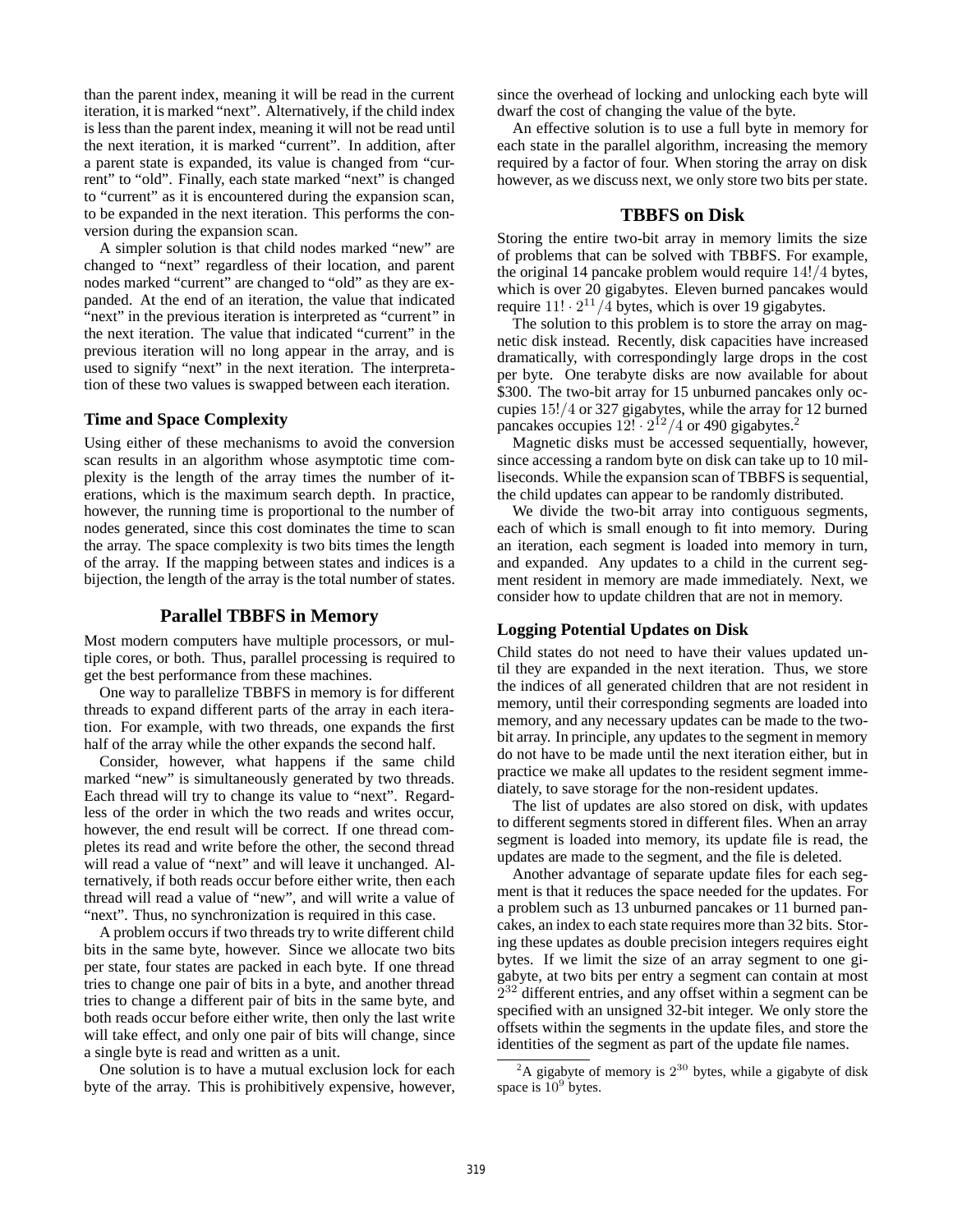than the parent index, meaning it will be read in the current iteration, it is marked "next". Alternatively, if the child index is less than the parent index, meaning it will not be read until the next iteration, it is marked "current". In addition, after a parent state is expanded, its value is changed from "current" to "old". Finally, each state marked "next" is changed to "current" as it is encountered during the expansion scan, to be expanded in the next iteration. This performs the conversion during the expansion scan.

A simpler solution is that child nodes marked "new" are changed to "next" regardless of their location, and parent nodes marked "current" are changed to "old" as they are expanded. At the end of an iteration, the value that indicated "next" in the previous iteration is interpreted as "current" in the next iteration. The value that indicated "current" in the previous iteration will no long appear in the array, and is used to signify "next" in the next iteration. The interpretation of these two values is swapped between each iteration.

### Time and Space Complexity

Using either of these mechanisms to avoid the conversion scan results in an algorithm whose asymptotic time complexity is the length of the array times the number of iterations, which is the maximum search depth. In practice, however, the running time is proportional to the number of nodes generated, since this cost dominates the time to scan the array. The space complexity is two bits times the length of the array. If the mapping between states and indices is a bijection, the length of the array is the total number of states.

## Parallel TBBFS in Memory

Most modern computers have multiple processors, or multiple cores, or both. Thus, parallel processing is required to get the best performance from these machines.

One way to parallelize TBBFS in memory is for different threads to expand different parts of the array in each iteration. For example, with two threads, one expands the first half of the array while the other expands the second half.

Consider, however, what happens if the same child marked "new" is simultaneously generated by two threads. Each thread will try to change its value to "next". Regardless of the order in which the two reads and writes occur, however, the end result will be correct. If one thread completes its read and write before the other, the second thread will read a value of "next" and will leave it unchanged. Alternatively, if both reads occur before either write, then each thread will read a value of "new", and will write a value of "next". Thus, no synchronization is required in this case.

A problem occurs if two threads try to write different child bits in the same byte, however. Since we allocate two bits per state, four states are packed in each byte. If one thread tries to change one pair of bits in a byte, and another thread tries to change a different pair of bits in the same byte, and both reads occur before either write, then only the last write will take effect, and only one pair of bits will change, since a single byte is read and written as a unit.

One solution is to have a mutual exclusion lock for each byte of the array. This is prohibitively expensive, however, since the overhead of locking and unlocking each byte will dwarf the cost of changing the value of the byte.

An effective solution is to use a full byte in memory for each state in the parallel algorithm, increasing the memory required by a factor of four. When storing the array on disk however, as we discuss next, we only store two bits per state.

## TBBFS on Disk

Storing the entire two-bit array in memory limits the size of problems that can be solved with TBBFS. For example, the original 14 pancake problem would require $14!/4$ bytes, which is over 20 gigabytes. Eleven burned pancakes would require $11! \cdot 2^{11}/4$ bytes, which is over 19 gigabytes.

The solution to this problem is to store the array on magnetic disk instead. Recently, disk capacities have increased dramatically, with correspondingly large drops in the cost per byte. One terabyte disks are now available for about \$300. The two-bit array for 15 unburned pancakes only occupies $15!/4$ or 327 gigabytes, while the array for 12 burned pancakes occupies $12! \cdot 2^{12}/4$ or 490 gigabytes.[2]

Magnetic disks must be accessed sequentially, however, since accessing a random byte on disk can take up to 10 milliseconds. While the expansion scan of TBBFS is sequential, the child updates can appear to be randomly distributed.

We divide the two-bit array into contiguous segments, each of which is small enough to fit into memory. During an iteration, each segment is loaded into memory in turn, and expanded. Any updates to a child in the current segment resident in memory are made immediately. Next, we consider how to update children that are not in memory.

### Logging Potential Updates on Disk

Child states do not need to have their values updated until they are expanded in the next iteration. Thus, we store the indices of all generated children that are not resident in memory, until their corresponding segments are loaded into memory, and any necessary updates can be made to the two-bit array. In principle, any updates to the segment in memory do not have to be made until the next iteration either, but in practice we make all updates to the resident segment immediately, to save storage for the non-resident updates.

The list of updates are also stored on disk, with updates to different segments stored in different files. When an array segment is loaded into memory, its update file is read, the updates are made to the segment, and the file is deleted.

Another advantage of separate update files for each segment is that it reduces the space needed for the updates. For a problem such as 13 unburned pancakes or 11 burned pancakes, an index to each state requires more than 32 bits. Storing these updates as double precision integers requires eight bytes. If we limit the size of an array segment to one gigabyte, at two bits per entry a segment can contain at most $2^{32}$ different entries, and any offset within a segment can be specified with an unsigned 32-bit integer. We only store the offsets within the segments in the update files, and store the identities of the segment as part of the update file names.

[2] A gigabyte of memory is $2^{30}$ bytes, while a gigabyte of disk space is $10^9$ bytes.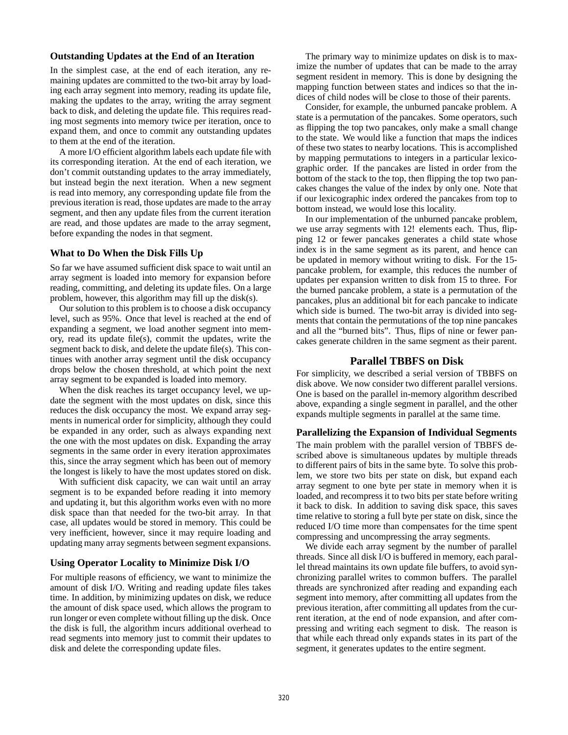### Outstanding Updates at the End of an Iteration

In the simplest case, at the end of each iteration, any remaining updates are committed to the two-bit array by loading each array segment into memory, reading its update file, making the updates to the array, writing the array segment back to disk, and deleting the update file. This requires reading most segments into memory twice per iteration, once to expand them, and once to commit any outstanding updates to them at the end of the iteration.

A more I/O efficient algorithm labels each update file with its corresponding iteration. At the end of each iteration, we don't commit outstanding updates to the array immediately, but instead begin the next iteration. When a new segment is read into memory, any corresponding update file from the previous iteration is read, those updates are made to the array segment, and then any update files from the current iteration are read, and those updates are made to the array segment, before expanding the nodes in that segment.

### What to Do When the Disk Fills Up

So far we have assumed sufficient disk space to wait until an array segment is loaded into memory for expansion before reading, committing, and deleting its update files. On a large problem, however, this algorithm may fill up the disk(s).

Our solution to this problem is to choose a disk occupancy level, such as 95%. Once that level is reached at the end of expanding a segment, we load another segment into memory, read its update file(s), commit the updates, write the segment back to disk, and delete the update file(s). This continues with another array segment until the disk occupancy drops below the chosen threshold, at which point the next array segment to be expanded is loaded into memory.

When the disk reaches its target occupancy level, we update the segment with the most updates on disk, since this reduces the disk occupancy the most. We expand array segments in numerical order for simplicity, although they could be expanded in any order, such as always expanding next the one with the most updates on disk. Expanding the array segments in the same order in every iteration approximates this, since the array segment which has been out of memory the longest is likely to have the most updates stored on disk.

With sufficient disk capacity, we can wait until an array segment is to be expanded before reading it into memory and updating it, but this algorithm works even with no more disk space than that needed for the two-bit array. In that case, all updates would be stored in memory. This could be very inefficient, however, since it may require loading and updating many array segments between segment expansions.

### Using Operator Locality to Minimize Disk I/O

For multiple reasons of efficiency, we want to minimize the amount of disk I/O. Writing and reading update files takes time. In addition, by minimizing updates on disk, we reduce the amount of disk space used, which allows the program to run longer or even complete without filling up the disk. Once the disk is full, the algorithm incurs additional overhead to read segments into memory just to commit their updates to disk and delete the corresponding update files.

The primary way to minimize updates on disk is to maximize the number of updates that can be made to the array segment resident in memory. This is done by designing the mapping function between states and indices so that the indices of child nodes will be close to those of their parents.

Consider, for example, the unburned pancake problem. A state is a permutation of the pancakes. Some operators, such as flipping the top two pancakes, only make a small change to the state. We would like a function that maps the indices of these two states to nearby locations. This is accomplished by mapping permutations to integers in a particular lexicographic order. If the pancakes are listed in order from the bottom of the stack to the top, then flipping the top two pancakes changes the value of the index by only one. Note that if our lexicographic index ordered the pancakes from top to bottom instead, we would lose this locality.

In our implementation of the unburned pancake problem, we use array segments with 12! elements each. Thus, flipping 12 or fewer pancakes generates a child state whose index is in the same segment as its parent, and hence can be updated in memory without writing to disk. For the 15-pancake problem, for example, this reduces the number of updates per expansion written to disk from 15 to three. For the burned pancake problem, a state is a permutation of the pancakes, plus an additional bit for each pancake to indicate which side is burned. The two-bit array is divided into segments that contain the permutations of the top nine pancakes and all the "burned bits". Thus, flips of nine or fewer pancakes generate children in the same segment as their parent.

## Parallel TBBFS on Disk

For simplicity, we described a serial version of TBBFS on disk above. We now consider two different parallel versions. One is based on the parallel in-memory algorithm described above, expanding a single segment in parallel, and the other expands multiple segments in parallel at the same time.

### Parallelizing the Expansion of Individual Segments

The main problem with the parallel version of TBBFS described above is simultaneous updates by multiple threads to different pairs of bits in the same byte. To solve this problem, we store two bits per state on disk, but expand each array segment to one byte per state in memory when it is loaded, and recompress it to two bits per state before writing it back to disk. In addition to saving disk space, this saves time relative to storing a full byte per state on disk, since the reduced I/O time more than compensates for the time spent compressing and uncompressing the array segments.

We divide each array segment by the number of parallel threads. Since all disk I/O is buffered in memory, each parallel thread maintains its own update file buffers, to avoid synchronizing parallel writes to common buffers. The parallel threads are synchronized after reading and expanding each segment into memory, after committing all updates from the previous iteration, after committing all updates from the current iteration, at the end of node expansion, and after compressing and writing each segment to disk. The reason is that while each thread only expands states in its part of the segment, it generates updates to the entire segment.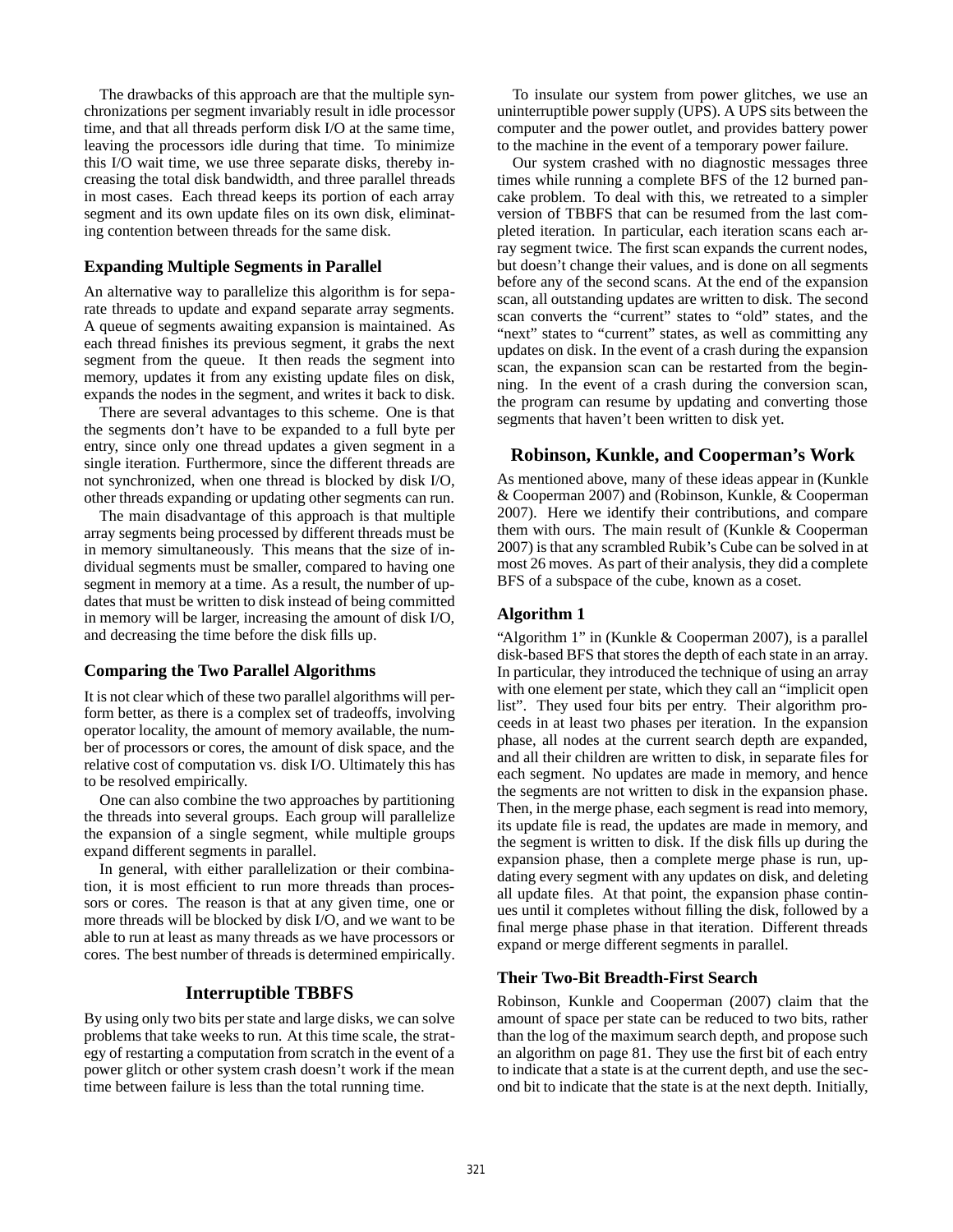The drawbacks of this approach are that the multiple synchronizations per segment invariably result in idle processor time, and that all threads perform disk I/O at the same time, leaving the processors idle during that time. To minimize this I/O wait time, we use three separate disks, thereby increasing the total disk bandwidth, and three parallel threads in most cases. Each thread keeps its portion of each array segment and its own update files on its own disk, eliminating contention between threads for the same disk.

### Expanding Multiple Segments in Parallel

An alternative way to parallelize this algorithm is for separate threads to update and expand separate array segments. A queue of segments awaiting expansion is maintained. As each thread finishes its previous segment, it grabs the next segment from the queue. It then reads the segment into memory, updates it from any existing update files on disk, expands the nodes in the segment, and writes it back to disk.

There are several advantages to this scheme. One is that the segments don't have to be expanded to a full byte per entry, since only one thread updates a given segment in a single iteration. Furthermore, since the different threads are not synchronized, when one thread is blocked by disk I/O, other threads expanding or updating other segments can run.

The main disadvantage of this approach is that multiple array segments being processed by different threads must be in memory simultaneously. This means that the size of individual segments must be smaller, compared to having one segment in memory at a time. As a result, the number of updates that must be written to disk instead of being committed in memory will be larger, increasing the amount of disk I/O, and decreasing the time before the disk fills up.

### Comparing the Two Parallel Algorithms

It is not clear which of these two parallel algorithms will perform better, as there is a complex set of tradeoffs, involving operator locality, the amount of memory available, the number of processors or cores, the amount of disk space, and the relative cost of computation vs. disk I/O. Ultimately this has to be resolved empirically.

One can also combine the two approaches by partitioning the threads into several groups. Each group will parallelize the expansion of a single segment, while multiple groups expand different segments in parallel.

In general, with either parallelization or their combination, it is most efficient to run more threads than processors or cores. The reason is that at any given time, one or more threads will be blocked by disk I/O, and we want to be able to run at least as many threads as we have processors or cores. The best number of threads is determined empirically.

## Interruptible TBBFS

By using only two bits per state and large disks, we can solve problems that take weeks to run. At this time scale, the strategy of restarting a computation from scratch in the event of a power glitch or other system crash doesn't work if the mean time between failure is less than the total running time.

To insulate our system from power glitches, we use an uninterruptible power supply (UPS). A UPS sits between the computer and the power outlet, and provides battery power to the machine in the event of a temporary power failure.

Our system crashed with no diagnostic messages three times while running a complete BFS of the 12 burned pancake problem. To deal with this, we retreated to a simpler version of TBBFS that can be resumed from the last completed iteration. In particular, each iteration scans each array segment twice. The first scan expands the current nodes, but doesn't change their values, and is done on all segments before any of the second scans. At the end of the expansion scan, all outstanding updates are written to disk. The second scan converts the "current" states to "old" states, and the "next" states to "current" states, as well as committing any updates on disk. In the event of a crash during the expansion scan, the expansion scan can be restarted from the beginning. In the event of a crash during the conversion scan, the program can resume by updating and converting those segments that haven't been written to disk yet.

## Robinson, Kunkle, and Cooperman's Work

As mentioned above, many of these ideas appear in (Kunkle & Cooperman 2007) and (Robinson, Kunkle, & Cooperman 2007). Here we identify their contributions, and compare them with ours. The main result of (Kunkle & Cooperman 2007) is that any scrambled Rubik's Cube can be solved in at most 26 moves. As part of their analysis, they did a complete BFS of a subspace of the cube, known as a coset.

### Algorithm 1

"Algorithm 1" in (Kunkle & Cooperman 2007), is a parallel disk-based BFS that stores the depth of each state in an array. In particular, they introduced the technique of using an array with one element per state, which they call an "implicit open list". They used four bits per entry. Their algorithm proceeds in at least two phases per iteration. In the expansion phase, all nodes at the current search depth are expanded, and all their children are written to disk, in separate files for each segment. No updates are made in memory, and hence the segments are not written to disk in the expansion phase. Then, in the merge phase, each segment is read into memory, its update file is read, the updates are made in memory, and the segment is written to disk. If the disk fills up during the expansion phase, then a complete merge phase is run, updating every segment with any updates on disk, and deleting all update files. At that point, the expansion phase continues until it completes without filling the disk, followed by a final merge phase phase in that iteration. Different threads expand or merge different segments in parallel.

### Their Two-Bit Breadth-First Search

Robinson, Kunkle and Cooperman (2007) claim that the amount of space per state can be reduced to two bits, rather than the log of the maximum search depth, and propose such an algorithm on page 81. They use the first bit of each entry to indicate that a state is at the current depth, and use the second bit to indicate that the state is at the next depth. Initially,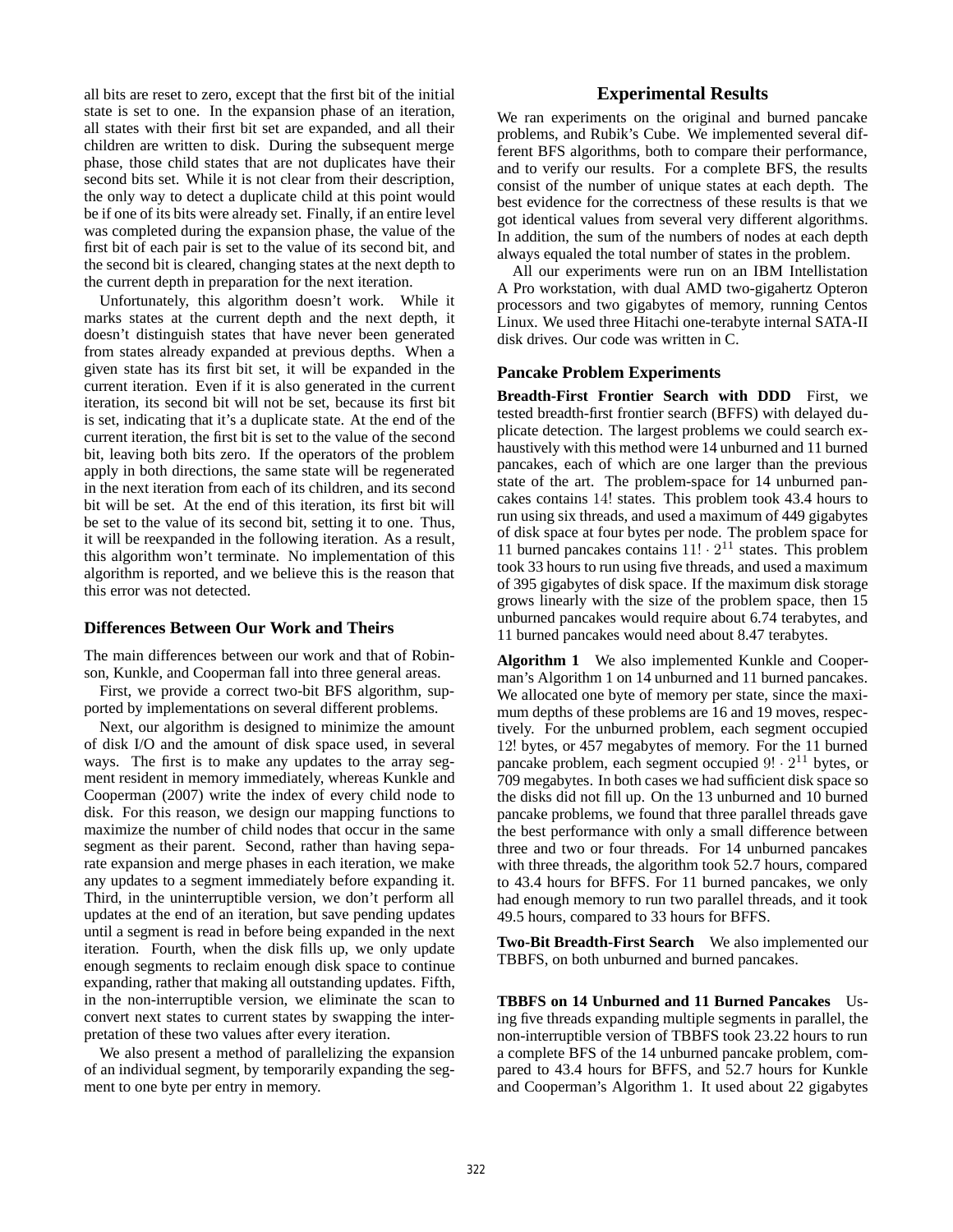all bits are reset to zero, except that the first bit of the initial state is set to one. In the expansion phase of an iteration, all states with their first bit set are expanded, and all their children are written to disk. During the subsequent merge phase, those child states that are not duplicates have their second bits set. While it is not clear from their description, the only way to detect a duplicate child at this point would be if one of its bits were already set. Finally, if an entire level was completed during the expansion phase, the value of the first bit of each pair is set to the value of its second bit, and the second bit is cleared, changing states at the next depth to the current depth in preparation for the next iteration.

Unfortunately, this algorithm doesn't work. While it marks states at the current depth and the next depth, it doesn't distinguish states that have never been generated from states already expanded at previous depths. When a given state has its first bit set, it will be expanded in the current iteration. Even if it is also generated in the current iteration, its second bit will not be set, because its first bit is set, indicating that it's a duplicate state. At the end of the current iteration, the first bit is set to the value of the second bit, leaving both bits zero. If the operators of the problem apply in both directions, the same state will be regenerated in the next iteration from each of its children, and its second bit will be set. At the end of this iteration, its first bit will be set to the value of its second bit, setting it to one. Thus, it will be reexpanded in the following iteration. As a result, this algorithm won't terminate. No implementation of this algorithm is reported, and we believe this is the reason that this error was not detected.

### Differences Between Our Work and Theirs

The main differences between our work and that of Robinson, Kunkle, and Cooperman fall into three general areas.

First, we provide a correct two-bit BFS algorithm, supported by implementations on several different problems.

Next, our algorithm is designed to minimize the amount of disk I/O and the amount of disk space used, in several ways. The first is to make any updates to the array segment resident in memory immediately, whereas Kunkle and Cooperman (2007) write the index of every child node to disk. For this reason, we design our mapping functions to maximize the number of child nodes that occur in the same segment as their parent. Second, rather than having separate expansion and merge phases in each iteration, we make any updates to a segment immediately before expanding it. Third, in the uninterruptible version, we don't perform all updates at the end of an iteration, but save pending updates until a segment is read in before being expanded in the next iteration. Fourth, when the disk fills up, we only update enough segments to reclaim enough disk space to continue expanding, rather that making all outstanding updates. Fifth, in the non-interruptible version, we eliminate the scan to convert next states to current states by swapping the interpretation of these two values after every iteration.

We also present a method of parallelizing the expansion of an individual segment, by temporarily expanding the segment to one byte per entry in memory.

## Experimental Results

We ran experiments on the original and burned pancake problems, and Rubik's Cube. We implemented several different BFS algorithms, both to compare their performance, and to verify our results. For a complete BFS, the results consist of the number of unique states at each depth. The best evidence for the correctness of these results is that we got identical values from several very different algorithms. In addition, the sum of the numbers of nodes at each depth always equaled the total number of states in the problem.

All our experiments were run on an IBM Intellistation A Pro workstation, with dual AMD two-gigahertz Opteron processors and two gigabytes of memory, running Centos Linux. We used three Hitachi one-terabyte internal SATA-II disk drives. Our code was written in C.

### Pancake Problem Experiments

**Breadth-First Frontier Search with DDD** First, we tested breadth-first frontier search (BFFS) with delayed duplicate detection. The largest problems we could search exhaustively with this method were 14 unburned and 11 burned pancakes, each of which are one larger than the previous state of the art. The problem-space for 14 unburned pancakes contains $14!$ states. This problem took 43.4 hours to run using six threads, and used a maximum of 449 gigabytes of disk space at four bytes per node. The problem space for 11 burned pancakes contains $11! \cdot 2^{11}$ states. This problem took 33 hours to run using five threads, and used a maximum of 395 gigabytes of disk space. If the maximum disk storage grows linearly with the size of the problem space, then 15 unburned pancakes would require about 6.74 terabytes, and 11 burned pancakes would need about 8.47 terabytes.

**Algorithm 1** We also implemented Kunkle and Cooperman's Algorithm 1 on 14 unburned and 11 burned pancakes. We allocated one byte of memory per state, since the maximum depths of these problems are 16 and 19 moves, respectively. For the unburned problem, each segment occupied $12!$ bytes, or 457 megabytes of memory. For the 11 burned pancake problem, each segment occupied $9! \cdot 2^{11}$ bytes, or 709 megabytes. In both cases we had sufficient disk space so the disks did not fill up. On the 13 unburned and 10 burned pancake problems, we found that three parallel threads gave the best performance with only a small difference between three and two or four threads. For 14 unburned pancakes with three threads, the algorithm took 52.7 hours, compared to 43.4 hours for BFFS. For 11 burned pancakes, we only had enough memory to run two parallel threads, and it took 49.5 hours, compared to 33 hours for BFFS.

**Two-Bit Breadth-First Search** We also implemented our TBBFS, on both unburned and burned pancakes.

**TBBFS on 14 Unburned and 11 Burned Pancakes** Using five threads expanding multiple segments in parallel, the non-interruptible version of TBBFS took 23.22 hours to run a complete BFS of the 14 unburned pancake problem, compared to 43.4 hours for BFFS, and 52.7 hours for Kunkle and Cooperman's Algorithm 1. It used about 22 gigabytes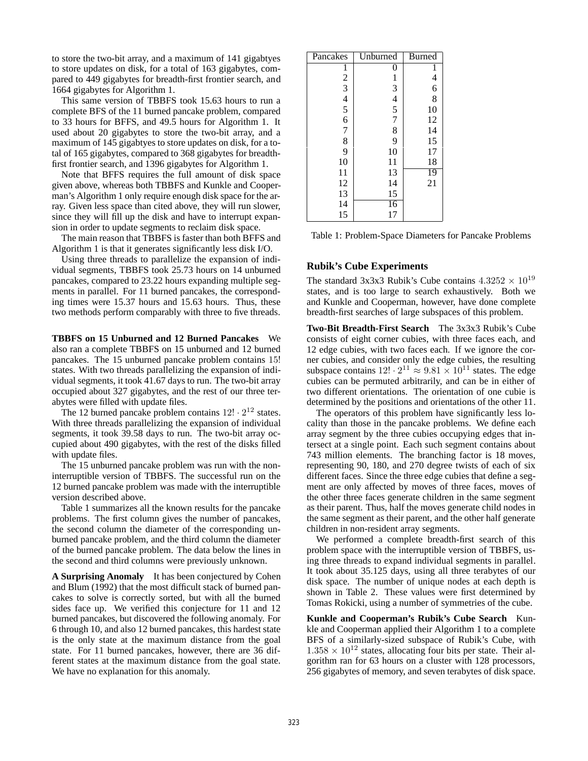to store the two-bit array, and a maximum of 141 gigabtyes to store updates on disk, for a total of 163 gigabytes, compared to 449 gigabytes for breadth-first frontier search, and 1664 gigabytes for Algorithm 1.

This same version of TBBFS took 15.63 hours to run a complete BFS of the 11 burned pancake problem, compared to 33 hours for BFFS, and 49.5 hours for Algorithm 1. It used about 20 gigabytes to store the two-bit array, and a maximum of 145 gigabtyes to store updates on disk, for a total of 165 gigabytes, compared to 368 gigabytes for breadth-first frontier search, and 1396 gigabytes for Algorithm 1.

Note that BFFS requires the full amount of disk space given above, whereas both TBBFS and Kunkle and Cooperman's Algorithm 1 only require enough disk space for the array. Given less space than cited above, they will run slower, since they will fill up the disk and have to interrupt expansion in order to update segments to reclaim disk space.

The main reason that TBBFS is faster than both BFFS and Algorithm 1 is that it generates significantly less disk I/O.

Using three threads to parallelize the expansion of individual segments, TBBFS took 25.73 hours on 14 unburned pancakes, compared to 23.22 hours expanding multiple segments in parallel. For 11 burned pancakes, the corresponding times were 15.37 hours and 15.63 hours. Thus, these two methods perform comparably with three to five threads.

**TBBFS on 15 Unburned and 12 Burned Pancakes** We also ran a complete TBBFS on 15 unburned and 12 burned pancakes. The 15 unburned pancake problem contains $15!$ states. With two threads parallelizing the expansion of individual segments, it took 41.67 days to run. The two-bit array occupied about 327 gigabytes, and the rest of our three terabytes were filled with update files.

The 12 burned pancake problem contains $12! \cdot 2^{12}$ states. With three threads parallelizing the expansion of individual segments, it took 39.58 days to run. The two-bit array occupied about 490 gigabytes, with the rest of the disks filled with update files.

The 15 unburned pancake problem was run with the non-interruptible version of TBBFS. The successful run on the 12 burned pancake problem was made with the interruptible version described above.

Table 1 summarizes all the known results for the pancake problems. The first column gives the number of pancakes, the second column the diameter of the corresponding unburned pancake problem, and the third column the diameter of the burned pancake problem. The data below the lines in the second and third columns were previously unknown.

**A Surprising Anomaly** It has been conjectured by Cohen and Blum (1992) that the most difficult stack of burned pancakes to solve is correctly sorted, but with all the burned sides face up. We verified this conjecture for 11 and 12 burned pancakes, but discovered the following anomaly. For 6 through 10, and also 12 burned pancakes, this hardest state is the only state at the maximum distance from the goal state. For 11 burned pancakes, however, there are 36 different states at the maximum distance from the goal state. We have no explanation for this anomaly.

| Pancakes | Unburned | Burned |
|---|---|---|
| 1 | 0 | 1 |
| 2 | 1 | 4 |
| 3 | 3 | 6 |
| 4 | 4 | 8 |
| 5 | 5 | 10 |
| 6 | 7 | 12 |
| 7 | 8 | 14 |
| 8 | 9 | 15 |
| 9 | 10 | 17 |
| 10 | 11 | 18 |
| 11 | 13 | 19 |
| 12 | 14 | 21 |
| 13 | 15 | |
| 14 | 16 | |
| 15 | 17 | |

Table 1: Problem-Space Diameters for Pancake Problems

## Rubik's Cube Experiments

The standard 3x3x3 Rubik's Cube contains $4.3252 \times 10^{19}$ states, and is too large to search exhaustively. Both we and Kunkle and Cooperman, however, have done complete breadth-first searches of large subspaces of this problem.

**Two-Bit Breadth-First Search** The 3x3x3 Rubik's Cube consists of eight corner cubies, with three faces each, and 12 edge cubies, with two faces each. If we ignore the corner cubies, and consider only the edge cubies, the resulting subspace contains $12! \cdot 2^{11} \approx 9.81 \times 10^{11}$ states. The edge cubies can be permuted arbitrarily, and can be in either of two different orientations. The orientation of one cubie is determined by the positions and orientations of the other 11.

The operators of this problem have significantly less locality than those in the pancake problems. We define each array segment by the three cubies occupying edges that intersect at a single point. Each such segment contains about 743 million elements. The branching factor is 18 moves, representing 90, 180, and 270 degree twists of each of six different faces. Since the three edge cubies that define a segment are only affected by moves of three faces, moves of the other three faces generate children in the same segment as their parent. Thus, half the moves generate child nodes in the same segment as their parent, and the other half generate children in non-resident array segments.

We performed a complete breadth-first search of this problem space with the interruptible version of TBBFS, using three threads to expand individual segments in parallel. It took about 35.125 days, using all three terabytes of our disk space. The number of unique nodes at each depth is shown in Table 2. These values were first determined by Tomas Rokicki, using a number of symmetries of the cube.

**Kunkle and Cooperman's Rubik's Cube Search** Kunkle and Cooperman applied their Algorithm 1 to a complete BFS of a similarly-sized subspace of Rubik's Cube, with $1.358 \times 10^{12}$ states, allocating four bits per state. Their algorithm ran for 63 hours on a cluster with 128 processors, 256 gigabytes of memory, and seven terabytes of disk space.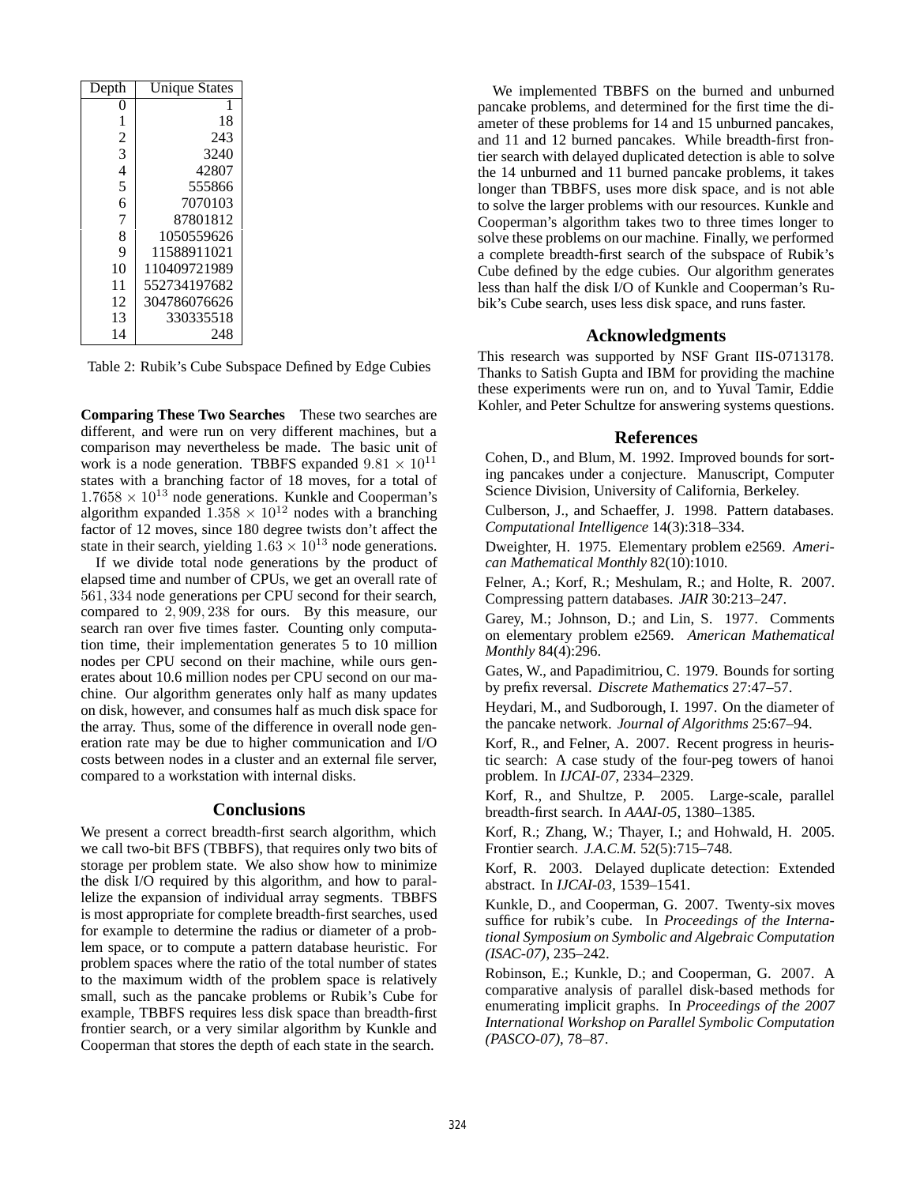| Depth | Unique States |
|---|---|
| 0 | 1 |
| 1 | 18 |
| 2 | 243 |
| 3 | 3240 |
| 4 | 42807 |
| 5 | 555866 |
| 6 | 7070103 |
| 7 | 87801812 |
| 8 | 1050559626 |
| 9 | 11588911021 |
| 10 | 110409721989 |
| 11 | 552734197682 |
| 12 | 304786076626 |
| 13 | 330335518 |
| 14 | 248 |

Table 2: Rubik's Cube Subspace Defined by Edge Cubies

**Comparing These Two Searches** These two searches are different, and were run on very different machines, but a comparison may nevertheless be made. The basic unit of work is a node generation. TBBFS expanded $9.81 \times 10^{11}$ states with a branching factor of 18 moves, for a total of $1.7658 \times 10^{13}$ node generations. Kunkle and Cooperman's algorithm expanded $1.358 \times 10^{12}$ nodes with a branching factor of 12 moves, since 180 degree twists don't affect the state in their search, yielding $1.63 \times 10^{13}$ node generations.

If we divide total node generations by the product of elapsed time and number of CPUs, we get an overall rate of $561,334$ node generations per CPU second for their search, compared to $2,909,238$ for ours. By this measure, our search ran over five times faster. Counting only computation time, their implementation generates 5 to 10 million nodes per CPU second on their machine, while ours generates about 10.6 million nodes per CPU second on our machine. Our algorithm generates only half as many updates on disk, however, and consumes half as much disk space for the array. Thus, some of the difference in overall node generation rate may be due to higher communication and I/O costs between nodes in a cluster and an external file server, compared to a workstation with internal disks.

## Conclusions

We present a correct breadth-first search algorithm, which we call two-bit BFS (TBBFS), that requires only two bits of storage per problem state. We also show how to minimize the disk I/O required by this algorithm, and how to parallelize the expansion of individual array segments. TBBFS is most appropriate for complete breadth-first searches, used for example to determine the radius or diameter of a problem space, or to compute a pattern database heuristic. For problem spaces where the ratio of the total number of states to the maximum width of the problem space is relatively small, such as the pancake problems or Rubik's Cube for example, TBBFS requires less disk space than breadth-first frontier search, or a very similar algorithm by Kunkle and Cooperman that stores the depth of each state in the search.

We implemented TBBFS on the burned and unburned pancake problems, and determined for the first time the diameter of these problems for 14 and 15 unburned pancakes, and 11 and 12 burned pancakes. While breadth-first frontier search with delayed duplicated detection is able to solve the 14 unburned and 11 burned pancake problems, it takes longer than TBBFS, uses more disk space, and is not able to solve the larger problems with our resources. Kunkle and Cooperman's algorithm takes two to three times longer to solve these problems on our machine. Finally, we performed a complete breadth-first search of the subspace of Rubik's Cube defined by the edge cubies. Our algorithm generates less than half the disk I/O of Kunkle and Cooperman's Rubik's Cube search, uses less disk space, and runs faster.

## Acknowledgments

This research was supported by NSF Grant IIS-0713178. Thanks to Satish Gupta and IBM for providing the machine these experiments were run on, and to Yuval Tamir, Eddie Kohler, and Peter Schultze for answering systems questions.

## References

Cohen, D., and Blum, M. 1992. Improved bounds for sorting pancakes under a conjecture. Manuscript, Computer Science Division, University of California, Berkeley.

Culberson, J., and Schaeffer, J. 1998. Pattern databases. *Computational Intelligence* 14(3):318–334.

Dweighter, H. 1975. Elementary problem e2569. *American Mathematical Monthly* 82(10):1010.

Felner, A.; Korf, R.; Meshulam, R.; and Holte, R. 2007. Compressing pattern databases. *JAIR* 30:213–247.

Garey, M.; Johnson, D.; and Lin, S. 1977. Comments on elementary problem e2569. *American Mathematical Monthly* 84(4):296.

Gates, W., and Papadimitriou, C. 1979. Bounds for sorting by prefix reversal. *Discrete Mathematics* 27:47–57.

Heydari, M., and Sudborough, I. 1997. On the diameter of the pancake network. *Journal of Algorithms* 25:67–94.

Korf, R., and Felner, A. 2007. Recent progress in heuristic search: A case study of the four-peg towers of hanoi problem. In *IJCAI-07*, 2334–2329.

Korf, R., and Shultze, P. 2005. Large-scale, parallel breadth-first search. In *AAAI-05*, 1380–1385.

Korf, R.; Zhang, W.; Thayer, I.; and Hohwald, H. 2005. Frontier search. *J.A.C.M.* 52(5):715–748.

Korf, R. 2003. Delayed duplicate detection: Extended abstract. In *IJCAI-03*, 1539–1541.

Kunkle, D., and Cooperman, G. 2007. Twenty-six moves suffice for rubik's cube. In *Proceedings of the International Symposium on Symbolic and Algebraic Computation (ISAC-07)*, 235–242.

Robinson, E.; Kunkle, D.; and Cooperman, G. 2007. A comparative analysis of parallel disk-based methods for enumerating implicit graphs. In *Proceedings of the 2007 International Workshop on Parallel Symbolic Computation (PASCO-07)*, 78–87.